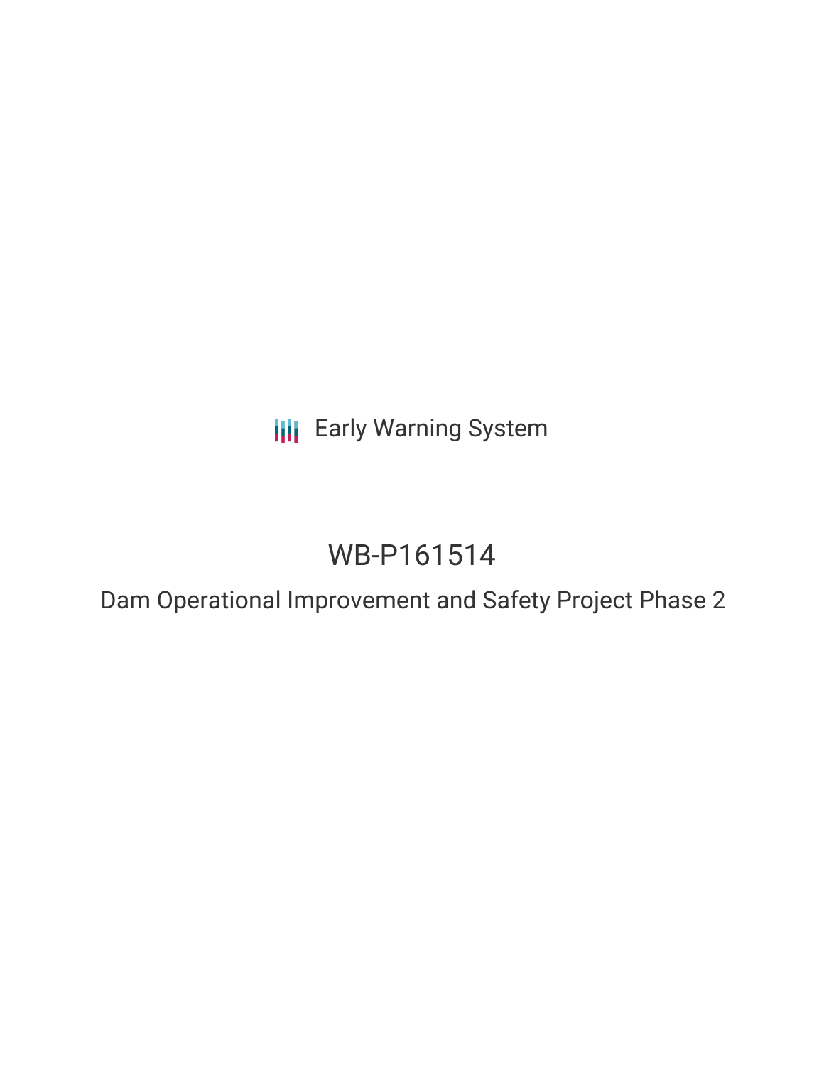Early Warning System

# WB-P161514

## Dam Operational Improvement and Safety Project Phase 2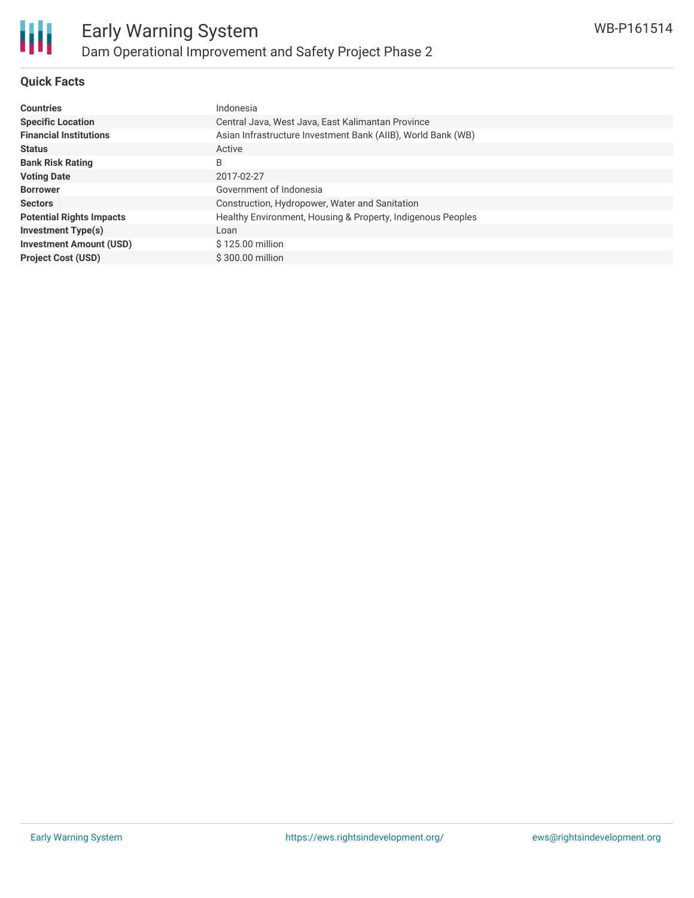## Quick Facts

| | |
|---|---|
| **Countries** | Indonesia |
| **Specific Location** | Central Java, West Java, East Kalimantan Province |
| **Financial Institutions** | Asian Infrastructure Investment Bank (AIIB), World Bank (WB) |
| **Status** | Active |
| **Bank Risk Rating** | B |
| **Voting Date** | 2017-02-27 |
| **Borrower** | Government of Indonesia |
| **Sectors** | Construction, Hydropower, Water and Sanitation |
| **Potential Rights Impacts** | Healthy Environment, Housing & Property, Indigenous Peoples |
| **Investment Type(s)** | Loan |
| **Investment Amount (USD)** | $ 125.00 million |
| **Project Cost (USD)** | $ 300.00 million |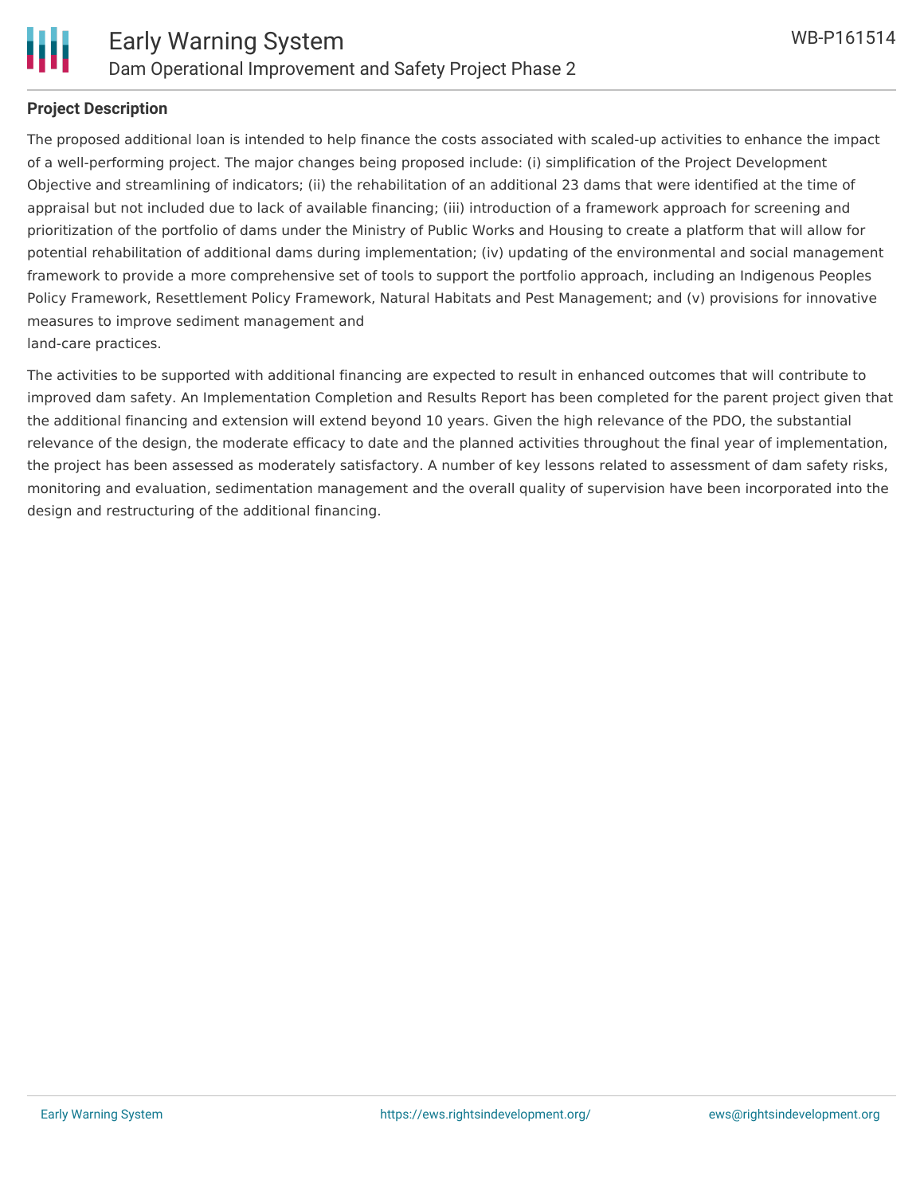**Project Description**

The proposed additional loan is intended to help finance the costs associated with scaled-up activities to enhance the impact of a well-performing project. The major changes being proposed include: (i) simplification of the Project Development Objective and streamlining of indicators; (ii) the rehabilitation of an additional 23 dams that were identified at the time of appraisal but not included due to lack of available financing; (iii) introduction of a framework approach for screening and prioritization of the portfolio of dams under the Ministry of Public Works and Housing to create a platform that will allow for potential rehabilitation of additional dams during implementation; (iv) updating of the environmental and social management framework to provide a more comprehensive set of tools to support the portfolio approach, including an Indigenous Peoples Policy Framework, Resettlement Policy Framework, Natural Habitats and Pest Management; and (v) provisions for innovative measures to improve sediment management and land-care practices.

The activities to be supported with additional financing are expected to result in enhanced outcomes that will contribute to improved dam safety. An Implementation Completion and Results Report has been completed for the parent project given that the additional financing and extension will extend beyond 10 years. Given the high relevance of the PDO, the substantial relevance of the design, the moderate efficacy to date and the planned activities throughout the final year of implementation, the project has been assessed as moderately satisfactory. A number of key lessons related to assessment of dam safety risks, monitoring and evaluation, sedimentation management and the overall quality of supervision have been incorporated into the design and restructuring of the additional financing.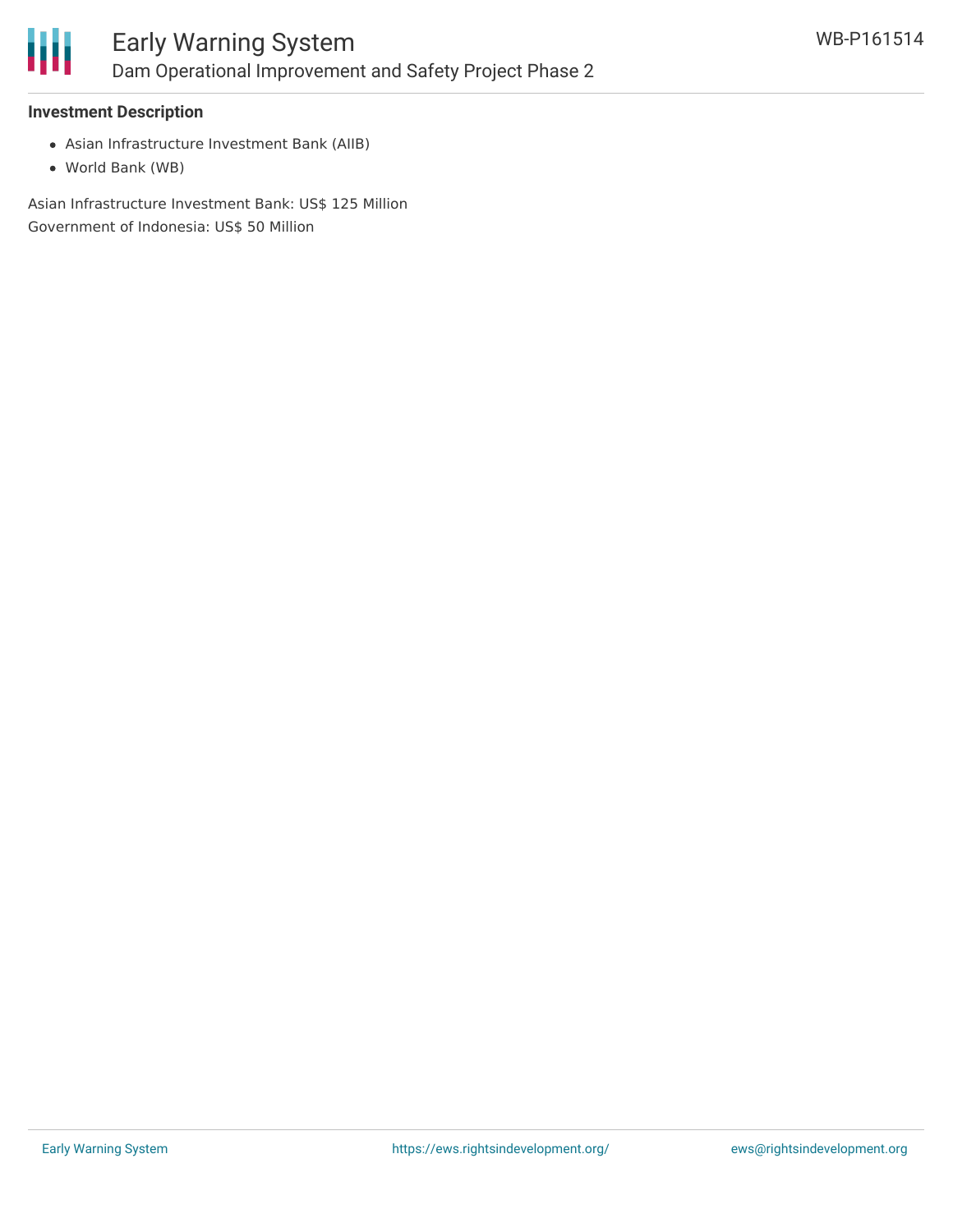**Investment Description**

- Asian Infrastructure Investment Bank (AIIB)
- World Bank (WB)

Asian Infrastructure Investment Bank: US$ 125 Million
Government of Indonesia: US$ 50 Million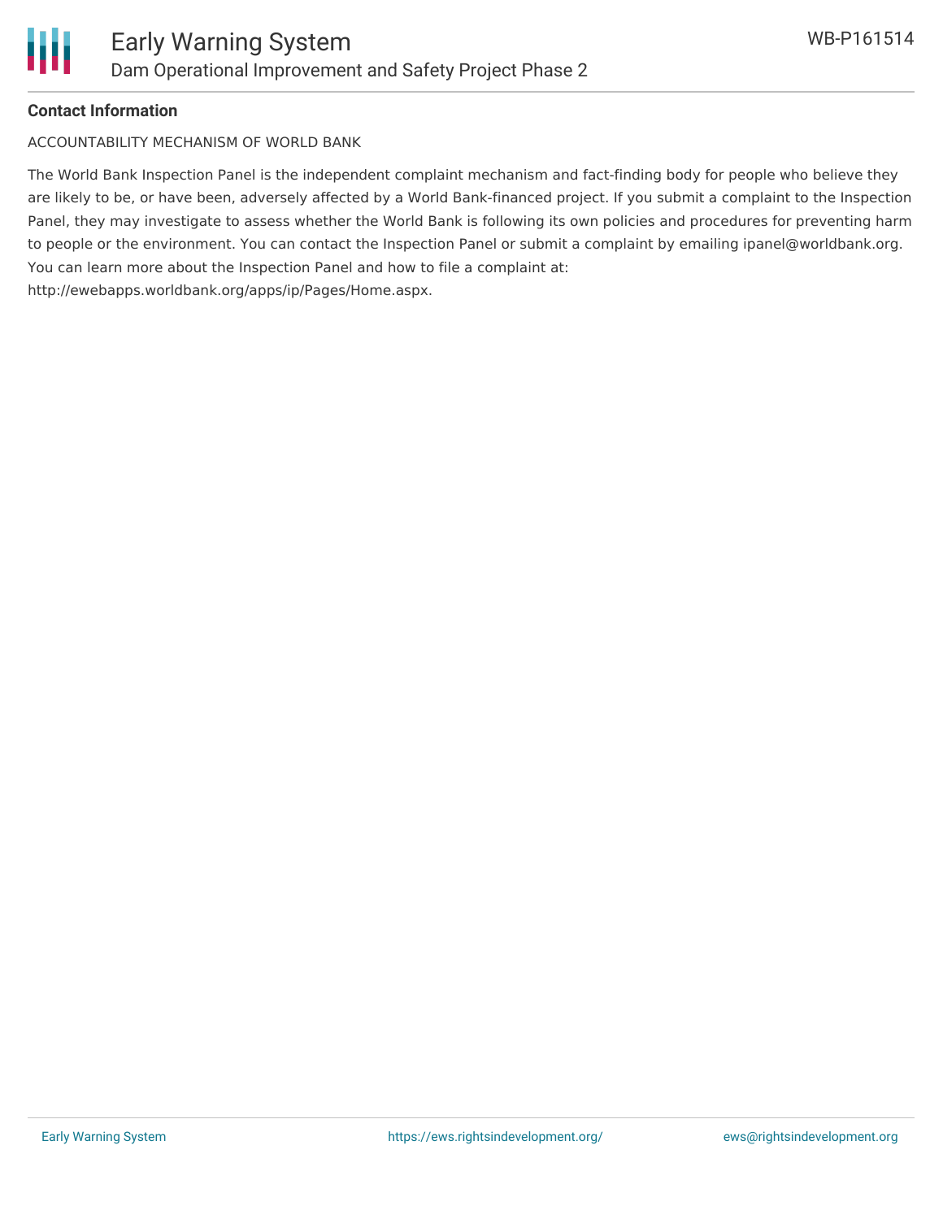**Contact Information**

ACCOUNTABILITY MECHANISM OF WORLD BANK

The World Bank Inspection Panel is the independent complaint mechanism and fact-finding body for people who believe they are likely to be, or have been, adversely affected by a World Bank-financed project. If you submit a complaint to the Inspection Panel, they may investigate to assess whether the World Bank is following its own policies and procedures for preventing harm to people or the environment. You can contact the Inspection Panel or submit a complaint by emailing ipanel@worldbank.org. You can learn more about the Inspection Panel and how to file a complaint at: http://ewebapps.worldbank.org/apps/ip/Pages/Home.aspx.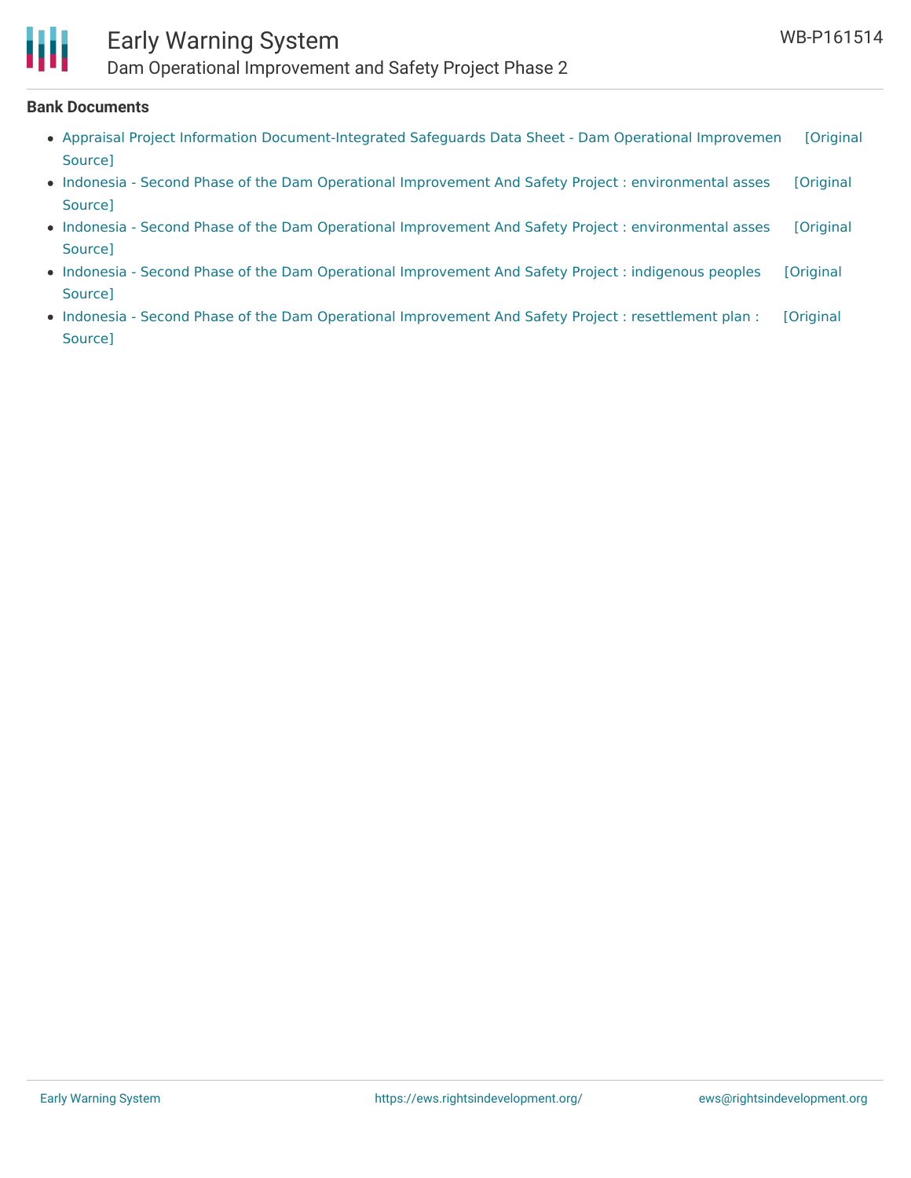**Bank Documents**

- Appraisal Project Information Document-Integrated Safeguards Data Sheet - Dam Operational Improvemen [Original Source]
- Indonesia - Second Phase of the Dam Operational Improvement And Safety Project : environmental asses [Original Source]
- Indonesia - Second Phase of the Dam Operational Improvement And Safety Project : environmental asses [Original Source]
- Indonesia - Second Phase of the Dam Operational Improvement And Safety Project : indigenous peoples [Original Source]
- Indonesia - Second Phase of the Dam Operational Improvement And Safety Project : resettlement plan : [Original Source]